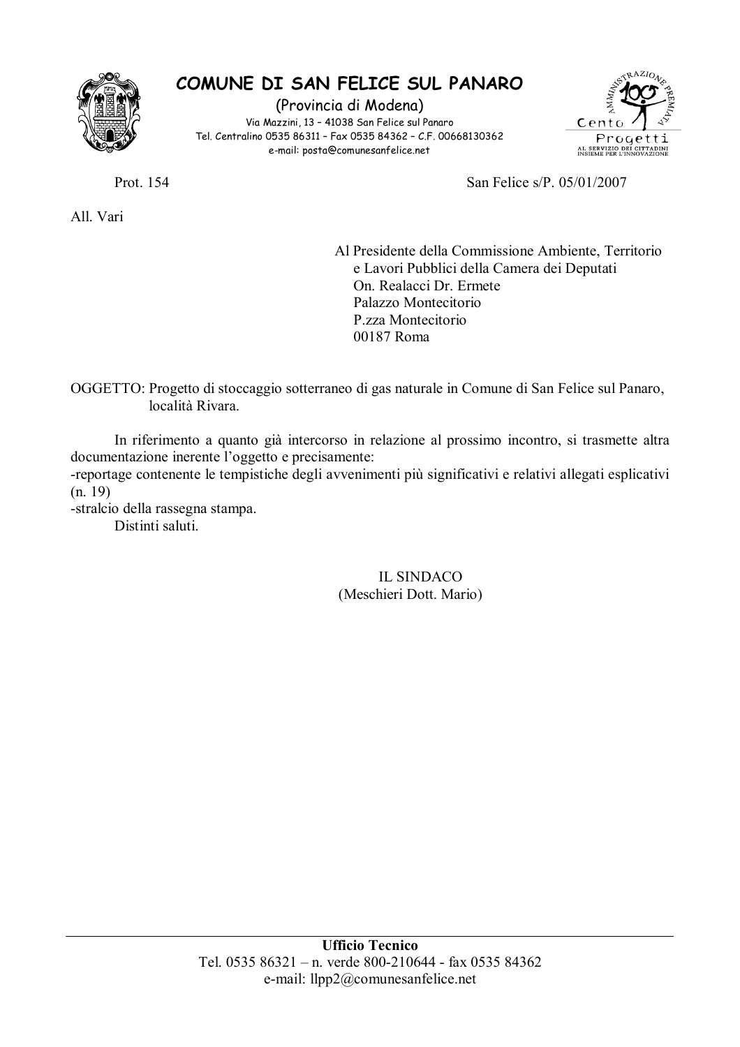# COMUNE DI SAN FELICE SUL PANARO

(Provincia di Modena)

Via Mazzini, 13 – 41038 San Felice sul Panaro
Tel. Centralino 0535 86311 – Fax 0535 84362 – C.F. 00668130362
e-mail: posta@comunesanfelice.net

Prot. 154 San Felice s/P. 05/01/2007

All. Vari

Al Presidente della Commissione Ambiente, Territorio
e Lavori Pubblici della Camera dei Deputati
On. Realacci Dr. Ermete
Palazzo Montecitorio
P.zza Montecitorio
00187 Roma

OGGETTO: Progetto di stoccaggio sotterraneo di gas naturale in Comune di San Felice sul Panaro, località Rivara.

In riferimento a quanto già intercorso in relazione al prossimo incontro, si trasmette altra documentazione inerente l'oggetto e precisamente:
-reportage contenente le tempistiche degli avvenimenti più significativi e relativi allegati esplicativi (n. 19)
-stralcio della rassegna stampa.

Distinti saluti.

IL SINDACO
(Meschieri Dott. Mario)

**Ufficio Tecnico**
Tel. 0535 86321 – n. verde 800-210644 - fax 0535 84362
e-mail: llpp2@comunesanfelice.net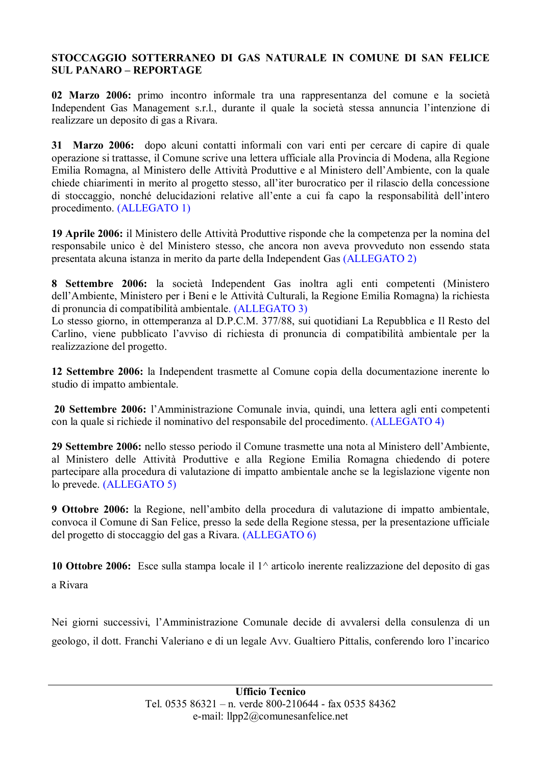**STOCCAGGIO SOTTERRANEO DI GAS NATURALE IN COMUNE DI SAN FELICE SUL PANARO – REPORTAGE**

**02 Marzo 2006:** primo incontro informale tra una rappresentanza del comune e la società Independent Gas Management s.r.l., durante il quale la società stessa annuncia l'intenzione di realizzare un deposito di gas a Rivara.

**31 Marzo 2006:** dopo alcuni contatti informali con vari enti per cercare di capire di quale operazione si trattasse, il Comune scrive una lettera ufficiale alla Provincia di Modena, alla Regione Emilia Romagna, al Ministero delle Attività Produttive e al Ministero dell'Ambiente, con la quale chiede chiarimenti in merito al progetto stesso, all'iter burocratico per il rilascio della concessione di stoccaggio, nonché delucidazioni relative all'ente a cui fa capo la responsabilità dell'intero procedimento. (ALLEGATO 1)

**19 Aprile 2006:** il Ministero delle Attività Produttive risponde che la competenza per la nomina del responsabile unico è del Ministero stesso, che ancora non aveva provveduto non essendo stata presentata alcuna istanza in merito da parte della Independent Gas (ALLEGATO 2)

**8 Settembre 2006:** la società Independent Gas inoltra agli enti competenti (Ministero dell'Ambiente, Ministero per i Beni e le Attività Culturali, la Regione Emilia Romagna) la richiesta di pronuncia di compatibilità ambientale. (ALLEGATO 3)
Lo stesso giorno, in ottemperanza al D.P.C.M. 377/88, sui quotidiani La Repubblica e Il Resto del Carlino, viene pubblicato l'avviso di richiesta di pronuncia di compatibilità ambientale per la realizzazione del progetto.

**12 Settembre 2006:** la Independent trasmette al Comune copia della documentazione inerente lo studio di impatto ambientale.

**20 Settembre 2006:** l'Amministrazione Comunale invia, quindi, una lettera agli enti competenti con la quale si richiede il nominativo del responsabile del procedimento. (ALLEGATO 4)

**29 Settembre 2006:** nello stesso periodo il Comune trasmette una nota al Ministero dell'Ambiente, al Ministero delle Attività Produttive e alla Regione Emilia Romagna chiedendo di potere partecipare alla procedura di valutazione di impatto ambientale anche se la legislazione vigente non lo prevede. (ALLEGATO 5)

**9 Ottobre 2006:** la Regione, nell'ambito della procedura di valutazione di impatto ambientale, convoca il Comune di San Felice, presso la sede della Regione stessa, per la presentazione ufficiale del progetto di stoccaggio del gas a Rivara. (ALLEGATO 6)

**10 Ottobre 2006:** Esce sulla stampa locale il 1^ articolo inerente realizzazione del deposito di gas a Rivara

Nei giorni successivi, l'Amministrazione Comunale decide di avvalersi della consulenza di un geologo, il dott. Franchi Valeriano e di un legale Avv. Gualtiero Pittalis, conferendo loro l'incarico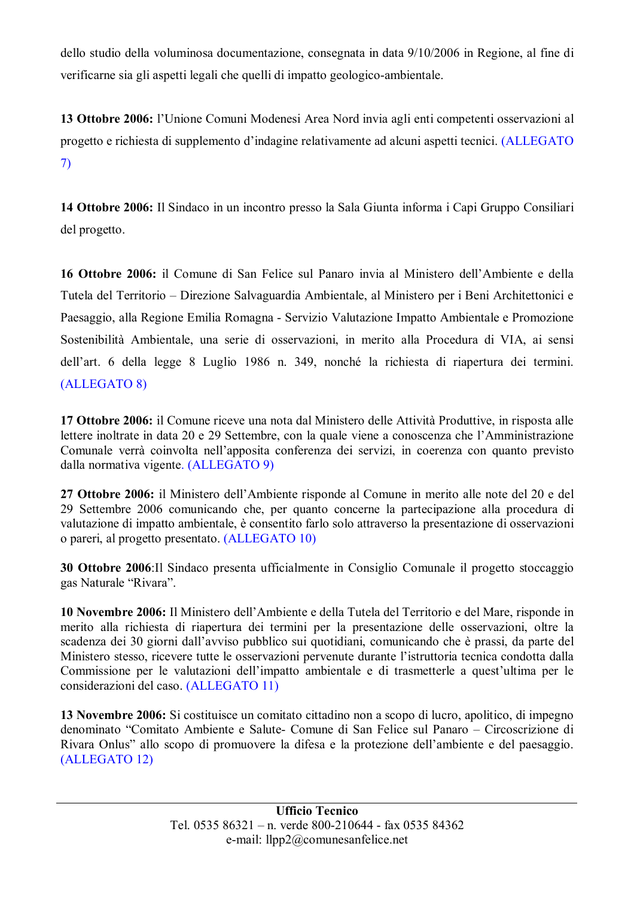dello studio della voluminosa documentazione, consegnata in data 9/10/2006 in Regione, al fine di verificarne sia gli aspetti legali che quelli di impatto geologico-ambientale.

**13 Ottobre 2006:** l'Unione Comuni Modenesi Area Nord invia agli enti competenti osservazioni al progetto e richiesta di supplemento d'indagine relativamente ad alcuni aspetti tecnici. (ALLEGATO 7)

**14 Ottobre 2006:** Il Sindaco in un incontro presso la Sala Giunta informa i Capi Gruppo Consiliari del progetto.

**16 Ottobre 2006:** il Comune di San Felice sul Panaro invia al Ministero dell'Ambiente e della Tutela del Territorio – Direzione Salvaguardia Ambientale, al Ministero per i Beni Architettonici e Paesaggio, alla Regione Emilia Romagna - Servizio Valutazione Impatto Ambientale e Promozione Sostenibilità Ambientale, una serie di osservazioni, in merito alla Procedura di VIA, ai sensi dell'art. 6 della legge 8 Luglio 1986 n. 349, nonché la richiesta di riapertura dei termini. (ALLEGATO 8)

**17 Ottobre 2006:** il Comune riceve una nota dal Ministero delle Attività Produttive, in risposta alle lettere inoltrate in data 20 e 29 Settembre, con la quale viene a conoscenza che l'Amministrazione Comunale verrà coinvolta nell'apposita conferenza dei servizi, in coerenza con quanto previsto dalla normativa vigente. (ALLEGATO 9)

**27 Ottobre 2006:** il Ministero dell'Ambiente risponde al Comune in merito alle note del 20 e del 29 Settembre 2006 comunicando che, per quanto concerne la partecipazione alla procedura di valutazione di impatto ambientale, è consentito farlo solo attraverso la presentazione di osservazioni o pareri, al progetto presentato. (ALLEGATO 10)

**30 Ottobre 2006**:Il Sindaco presenta ufficialmente in Consiglio Comunale il progetto stoccaggio gas Naturale "Rivara".

**10 Novembre 2006:** Il Ministero dell'Ambiente e della Tutela del Territorio e del Mare, risponde in merito alla richiesta di riapertura dei termini per la presentazione delle osservazioni, oltre la scadenza dei 30 giorni dall'avviso pubblico sui quotidiani, comunicando che è prassi, da parte del Ministero stesso, ricevere tutte le osservazioni pervenute durante l'istruttoria tecnica condotta dalla Commissione per le valutazioni dell'impatto ambientale e di trasmetterle a quest'ultima per le considerazioni del caso. (ALLEGATO 11)

**13 Novembre 2006:** Si costituisce un comitato cittadino non a scopo di lucro, apolitico, di impegno denominato "Comitato Ambiente e Salute- Comune di San Felice sul Panaro – Circoscrizione di Rivara Onlus" allo scopo di promuovere la difesa e la protezione dell'ambiente e del paesaggio. (ALLEGATO 12)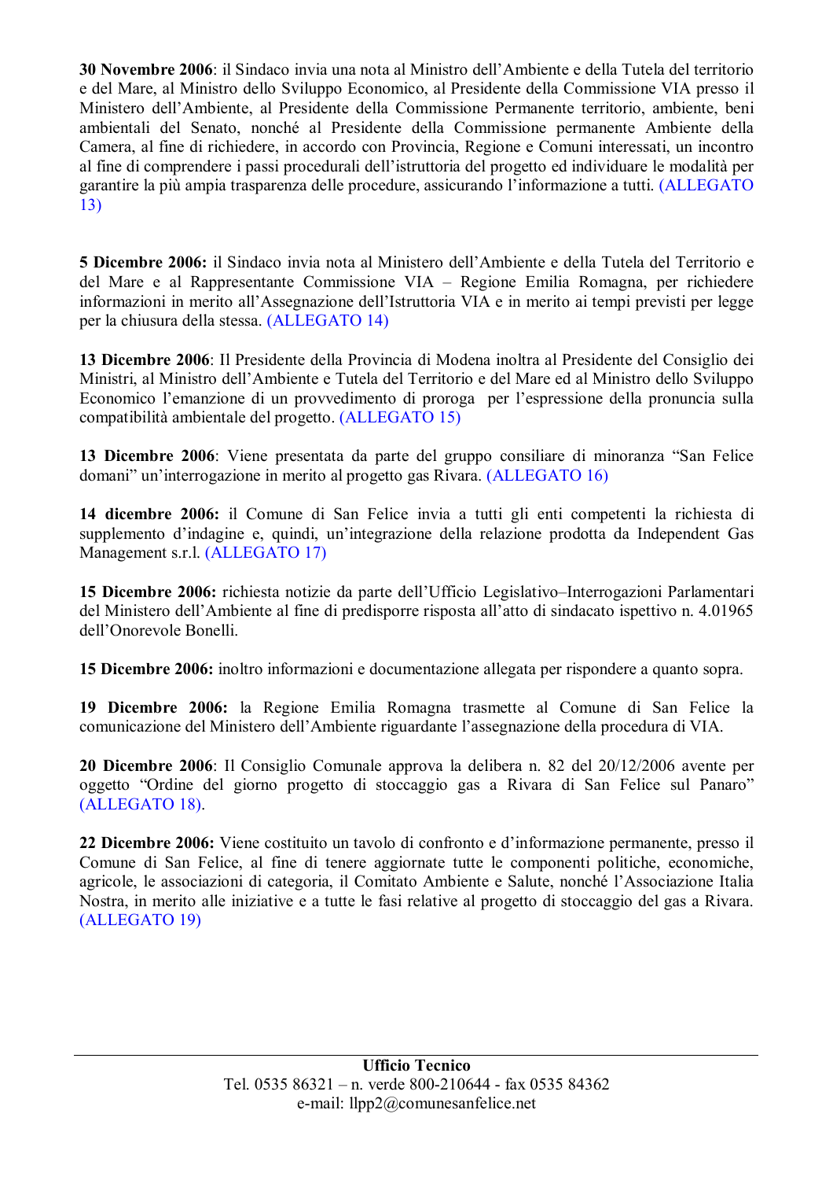**30 Novembre 2006**: il Sindaco invia una nota al Ministro dell'Ambiente e della Tutela del territorio e del Mare, al Ministro dello Sviluppo Economico, al Presidente della Commissione VIA presso il Ministero dell'Ambiente, al Presidente della Commissione Permanente territorio, ambiente, beni ambientali del Senato, nonché al Presidente della Commissione permanente Ambiente della Camera, al fine di richiedere, in accordo con Provincia, Regione e Comuni interessati, un incontro al fine di comprendere i passi procedurali dell'istruttoria del progetto ed individuare le modalità per garantire la più ampia trasparenza delle procedure, assicurando l'informazione a tutti. (ALLEGATO 13)

**5 Dicembre 2006:** il Sindaco invia nota al Ministero dell'Ambiente e della Tutela del Territorio e del Mare e al Rappresentante Commissione VIA – Regione Emilia Romagna, per richiedere informazioni in merito all'Assegnazione dell'Istruttoria VIA e in merito ai tempi previsti per legge per la chiusura della stessa. (ALLEGATO 14)

**13 Dicembre 2006**: Il Presidente della Provincia di Modena inoltra al Presidente del Consiglio dei Ministri, al Ministro dell'Ambiente e Tutela del Territorio e del Mare ed al Ministro dello Sviluppo Economico l'emanzione di un provvedimento di proroga per l'espressione della pronuncia sulla compatibilità ambientale del progetto. (ALLEGATO 15)

**13 Dicembre 2006**: Viene presentata da parte del gruppo consiliare di minoranza "San Felice domani" un'interrogazione in merito al progetto gas Rivara. (ALLEGATO 16)

**14 dicembre 2006:** il Comune di San Felice invia a tutti gli enti competenti la richiesta di supplemento d'indagine e, quindi, un'integrazione della relazione prodotta da Independent Gas Management s.r.l. (ALLEGATO 17)

**15 Dicembre 2006:** richiesta notizie da parte dell'Ufficio Legislativo–Interrogazioni Parlamentari del Ministero dell'Ambiente al fine di predisporre risposta all'atto di sindacato ispettivo n. 4.01965 dell'Onorevole Bonelli.

**15 Dicembre 2006:** inoltro informazioni e documentazione allegata per rispondere a quanto sopra.

**19 Dicembre 2006:** la Regione Emilia Romagna trasmette al Comune di San Felice la comunicazione del Ministero dell'Ambiente riguardante l'assegnazione della procedura di VIA.

**20 Dicembre 2006**: Il Consiglio Comunale approva la delibera n. 82 del 20/12/2006 avente per oggetto "Ordine del giorno progetto di stoccaggio gas a Rivara di San Felice sul Panaro" (ALLEGATO 18).

**22 Dicembre 2006:** Viene costituito un tavolo di confronto e d'informazione permanente, presso il Comune di San Felice, al fine di tenere aggiornate tutte le componenti politiche, economiche, agricole, le associazioni di categoria, il Comitato Ambiente e Salute, nonché l'Associazione Italia Nostra, in merito alle iniziative e a tutte le fasi relative al progetto di stoccaggio del gas a Rivara. (ALLEGATO 19)